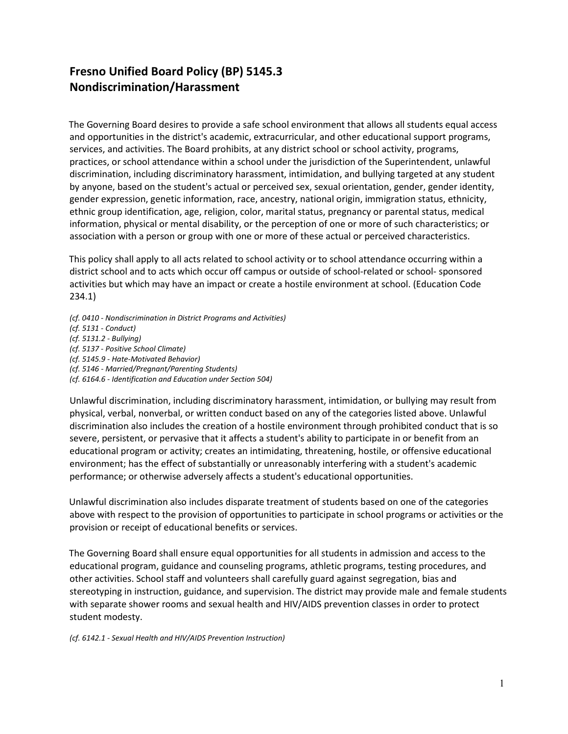# Fresno Unified Board Policy (BP) 5145.3
# Nondiscrimination/Harassment

The Governing Board desires to provide a safe school environment that allows all students equal access and opportunities in the district's academic, extracurricular, and other educational support programs, services, and activities. The Board prohibits, at any district school or school activity, programs, practices, or school attendance within a school under the jurisdiction of the Superintendent, unlawful discrimination, including discriminatory harassment, intimidation, and bullying targeted at any student by anyone, based on the student's actual or perceived sex, sexual orientation, gender, gender identity, gender expression, genetic information, race, ancestry, national origin, immigration status, ethnicity, ethnic group identification, age, religion, color, marital status, pregnancy or parental status, medical information, physical or mental disability, or the perception of one or more of such characteristics; or association with a person or group with one or more of these actual or perceived characteristics.

This policy shall apply to all acts related to school activity or to school attendance occurring within a district school and to acts which occur off campus or outside of school-related or school- sponsored activities but which may have an impact or create a hostile environment at school. (Education Code 234.1)

*(cf. 0410 - Nondiscrimination in District Programs and Activities)*
*(cf. 5131 - Conduct)*
*(cf. 5131.2 - Bullying)*
*(cf. 5137 - Positive School Climate)*
*(cf. 5145.9 - Hate-Motivated Behavior)*
*(cf. 5146 - Married/Pregnant/Parenting Students)*
*(cf. 6164.6 - Identification and Education under Section 504)*

Unlawful discrimination, including discriminatory harassment, intimidation, or bullying may result from physical, verbal, nonverbal, or written conduct based on any of the categories listed above. Unlawful discrimination also includes the creation of a hostile environment through prohibited conduct that is so severe, persistent, or pervasive that it affects a student's ability to participate in or benefit from an educational program or activity; creates an intimidating, threatening, hostile, or offensive educational environment; has the effect of substantially or unreasonably interfering with a student's academic performance; or otherwise adversely affects a student's educational opportunities.

Unlawful discrimination also includes disparate treatment of students based on one of the categories above with respect to the provision of opportunities to participate in school programs or activities or the provision or receipt of educational benefits or services.

The Governing Board shall ensure equal opportunities for all students in admission and access to the educational program, guidance and counseling programs, athletic programs, testing procedures, and other activities. School staff and volunteers shall carefully guard against segregation, bias and stereotyping in instruction, guidance, and supervision. The district may provide male and female students with separate shower rooms and sexual health and HIV/AIDS prevention classes in order to protect student modesty.

*(cf. 6142.1 - Sexual Health and HIV/AIDS Prevention Instruction)*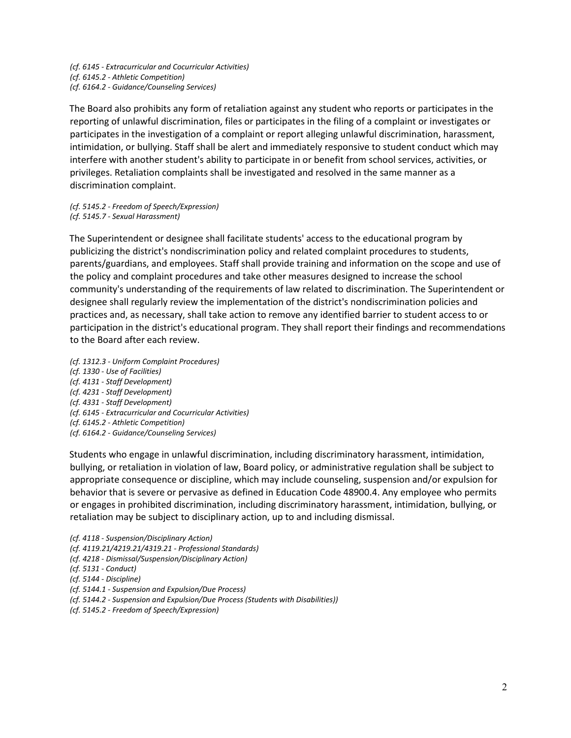*(cf. 6145 - Extracurricular and Cocurricular Activities)*
*(cf. 6145.2 - Athletic Competition)*
*(cf. 6164.2 - Guidance/Counseling Services)*

The Board also prohibits any form of retaliation against any student who reports or participates in the reporting of unlawful discrimination, files or participates in the filing of a complaint or investigates or participates in the investigation of a complaint or report alleging unlawful discrimination, harassment, intimidation, or bullying. Staff shall be alert and immediately responsive to student conduct which may interfere with another student's ability to participate in or benefit from school services, activities, or privileges. Retaliation complaints shall be investigated and resolved in the same manner as a discrimination complaint.

*(cf. 5145.2 - Freedom of Speech/Expression)*
*(cf. 5145.7 - Sexual Harassment)*

The Superintendent or designee shall facilitate students' access to the educational program by publicizing the district's nondiscrimination policy and related complaint procedures to students, parents/guardians, and employees. Staff shall provide training and information on the scope and use of the policy and complaint procedures and take other measures designed to increase the school community's understanding of the requirements of law related to discrimination. The Superintendent or designee shall regularly review the implementation of the district's nondiscrimination policies and practices and, as necessary, shall take action to remove any identified barrier to student access to or participation in the district's educational program. They shall report their findings and recommendations to the Board after each review.

*(cf. 1312.3 - Uniform Complaint Procedures)*
*(cf. 1330 - Use of Facilities)*
*(cf. 4131 - Staff Development)*
*(cf. 4231 - Staff Development)*
*(cf. 4331 - Staff Development)*
*(cf. 6145 - Extracurricular and Cocurricular Activities)*
*(cf. 6145.2 - Athletic Competition)*
*(cf. 6164.2 - Guidance/Counseling Services)*

Students who engage in unlawful discrimination, including discriminatory harassment, intimidation, bullying, or retaliation in violation of law, Board policy, or administrative regulation shall be subject to appropriate consequence or discipline, which may include counseling, suspension and/or expulsion for behavior that is severe or pervasive as defined in Education Code 48900.4. Any employee who permits or engages in prohibited discrimination, including discriminatory harassment, intimidation, bullying, or retaliation may be subject to disciplinary action, up to and including dismissal.

*(cf. 4118 - Suspension/Disciplinary Action)*
*(cf. 4119.21/4219.21/4319.21 - Professional Standards)*
*(cf. 4218 - Dismissal/Suspension/Disciplinary Action)*
*(cf. 5131 - Conduct)*
*(cf. 5144 - Discipline)*
*(cf. 5144.1 - Suspension and Expulsion/Due Process)*
*(cf. 5144.2 - Suspension and Expulsion/Due Process (Students with Disabilities))*
*(cf. 5145.2 - Freedom of Speech/Expression)*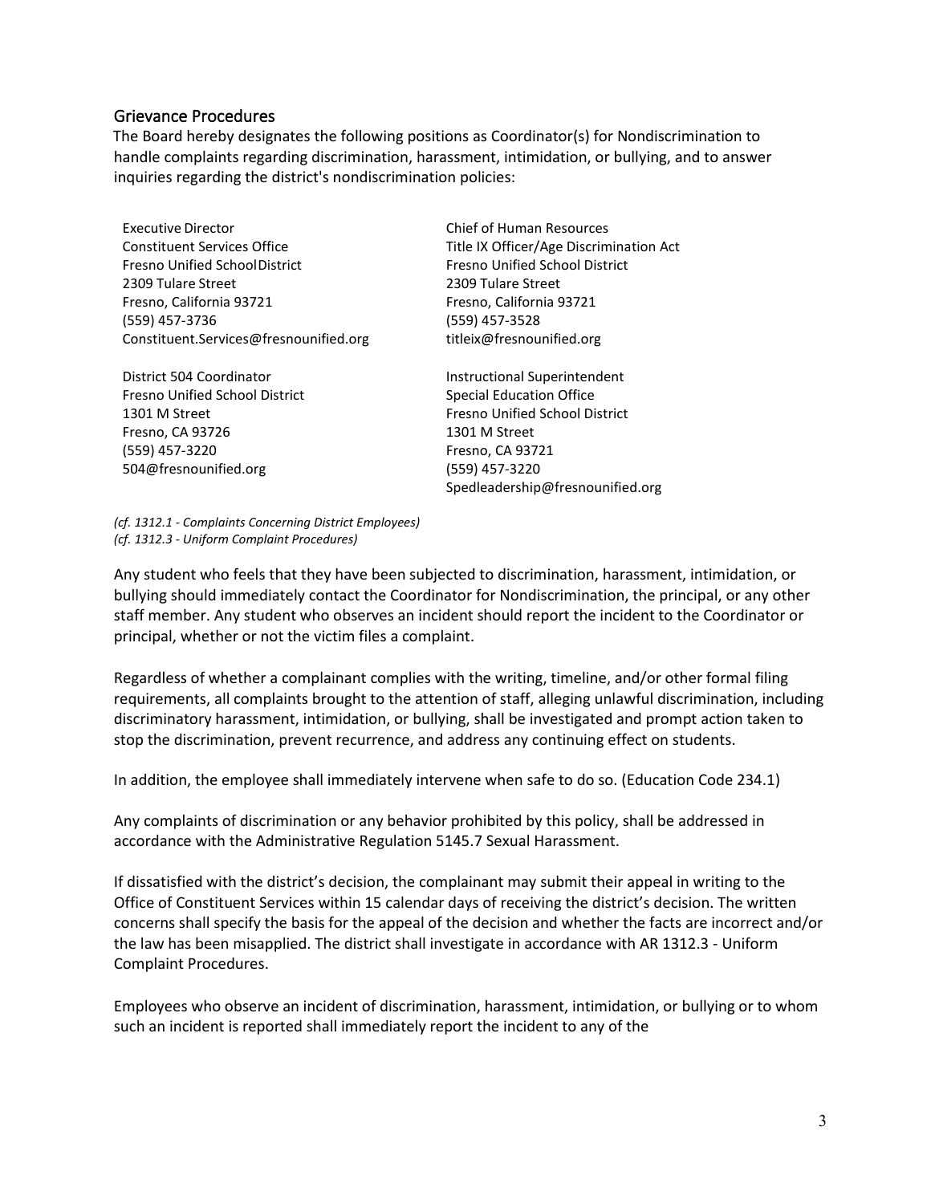## Grievance Procedures

The Board hereby designates the following positions as Coordinator(s) for Nondiscrimination to handle complaints regarding discrimination, harassment, intimidation, or bullying, and to answer inquiries regarding the district's nondiscrimination policies:

Executive Director
Constituent Services Office
Fresno Unified School District
2309 Tulare Street
Fresno, California 93721
(559) 457-3736
Constituent.Services@fresnounified.org

Chief of Human Resources
Title IX Officer/Age Discrimination Act
Fresno Unified School District
2309 Tulare Street
Fresno, California 93721
(559) 457-3528
titleix@fresnounified.org

District 504 Coordinator
Fresno Unified School District
1301 M Street
Fresno, CA 93726
(559) 457-3220
504@fresnounified.org

Instructional Superintendent
Special Education Office
Fresno Unified School District
1301 M Street
Fresno, CA 93721
(559) 457-3220
Spedleadership@fresnounified.org

*(cf. 1312.1 - Complaints Concerning District Employees)*
*(cf. 1312.3 - Uniform Complaint Procedures)*

Any student who feels that they have been subjected to discrimination, harassment, intimidation, or bullying should immediately contact the Coordinator for Nondiscrimination, the principal, or any other staff member. Any student who observes an incident should report the incident to the Coordinator or principal, whether or not the victim files a complaint.

Regardless of whether a complainant complies with the writing, timeline, and/or other formal filing requirements, all complaints brought to the attention of staff, alleging unlawful discrimination, including discriminatory harassment, intimidation, or bullying, shall be investigated and prompt action taken to stop the discrimination, prevent recurrence, and address any continuing effect on students.

In addition, the employee shall immediately intervene when safe to do so. (Education Code 234.1)

Any complaints of discrimination or any behavior prohibited by this policy, shall be addressed in accordance with the Administrative Regulation 5145.7 Sexual Harassment.

If dissatisfied with the district's decision, the complainant may submit their appeal in writing to the Office of Constituent Services within 15 calendar days of receiving the district's decision. The written concerns shall specify the basis for the appeal of the decision and whether the facts are incorrect and/or the law has been misapplied. The district shall investigate in accordance with AR 1312.3 - Uniform Complaint Procedures.

Employees who observe an incident of discrimination, harassment, intimidation, or bullying or to whom such an incident is reported shall immediately report the incident to any of the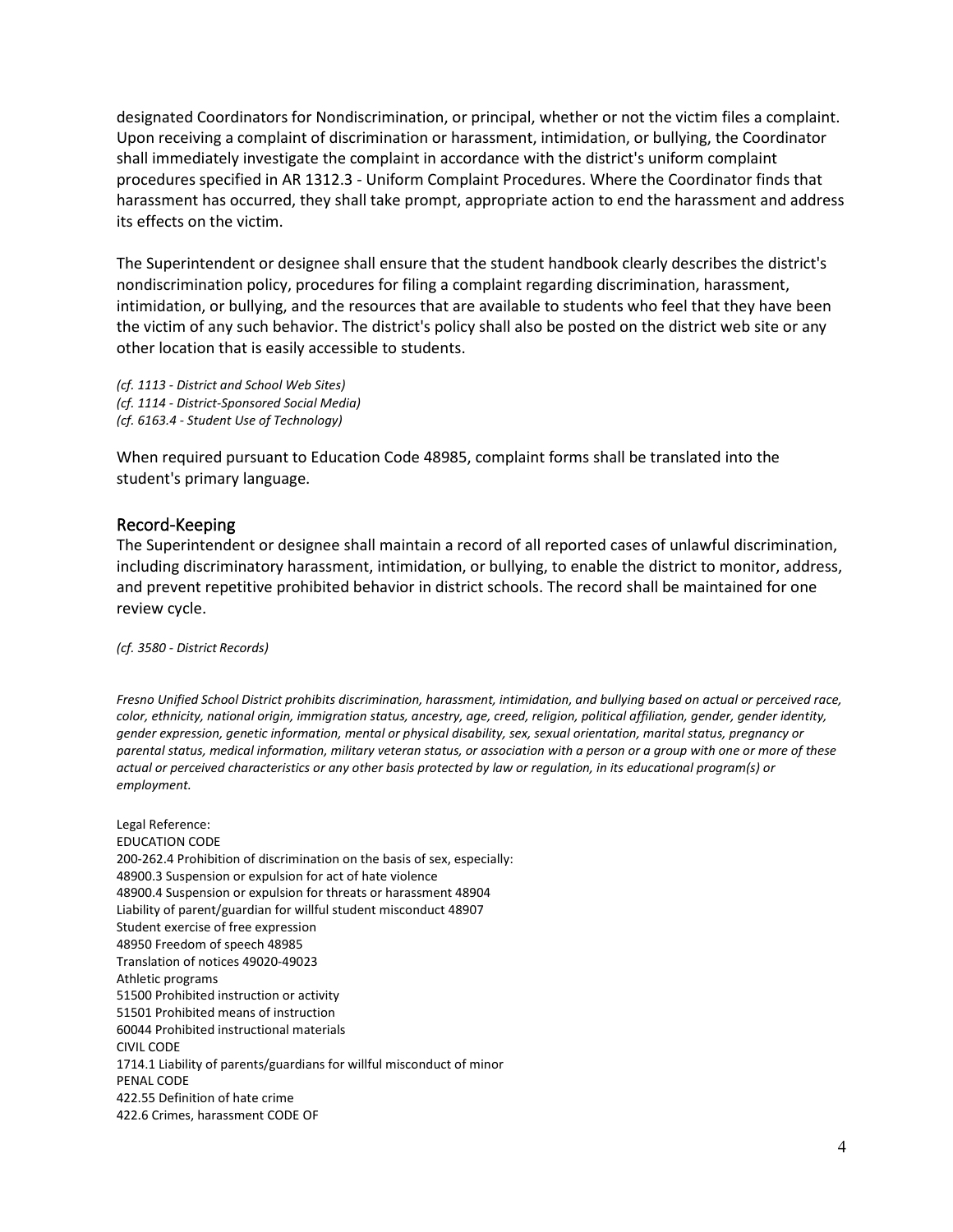designated Coordinators for Nondiscrimination, or principal, whether or not the victim files a complaint. Upon receiving a complaint of discrimination or harassment, intimidation, or bullying, the Coordinator shall immediately investigate the complaint in accordance with the district's uniform complaint procedures specified in AR 1312.3 - Uniform Complaint Procedures. Where the Coordinator finds that harassment has occurred, they shall take prompt, appropriate action to end the harassment and address its effects on the victim.

The Superintendent or designee shall ensure that the student handbook clearly describes the district's nondiscrimination policy, procedures for filing a complaint regarding discrimination, harassment, intimidation, or bullying, and the resources that are available to students who feel that they have been the victim of any such behavior. The district's policy shall also be posted on the district web site or any other location that is easily accessible to students.

*(cf. 1113 - District and School Web Sites)*
*(cf. 1114 - District-Sponsored Social Media)*
*(cf. 6163.4 - Student Use of Technology)*

When required pursuant to Education Code 48985, complaint forms shall be translated into the student's primary language.

## Record-Keeping

The Superintendent or designee shall maintain a record of all reported cases of unlawful discrimination, including discriminatory harassment, intimidation, or bullying, to enable the district to monitor, address, and prevent repetitive prohibited behavior in district schools. The record shall be maintained for one review cycle.

*(cf. 3580 - District Records)*

*Fresno Unified School District prohibits discrimination, harassment, intimidation, and bullying based on actual or perceived race, color, ethnicity, national origin, immigration status, ancestry, age, creed, religion, political affiliation, gender, gender identity, gender expression, genetic information, mental or physical disability, sex, sexual orientation, marital status, pregnancy or parental status, medical information, military veteran status, or association with a person or a group with one or more of these actual or perceived characteristics or any other basis protected by law or regulation, in its educational program(s) or employment.*

Legal Reference:
EDUCATION CODE
200-262.4 Prohibition of discrimination on the basis of sex, especially:
48900.3 Suspension or expulsion for act of hate violence
48900.4 Suspension or expulsion for threats or harassment 48904
Liability of parent/guardian for willful student misconduct 48907
Student exercise of free expression
48950 Freedom of speech 48985
Translation of notices 49020-49023
Athletic programs
51500 Prohibited instruction or activity
51501 Prohibited means of instruction
60044 Prohibited instructional materials
CIVIL CODE
1714.1 Liability of parents/guardians for willful misconduct of minor
PENAL CODE
422.55 Definition of hate crime
422.6 Crimes, harassment CODE OF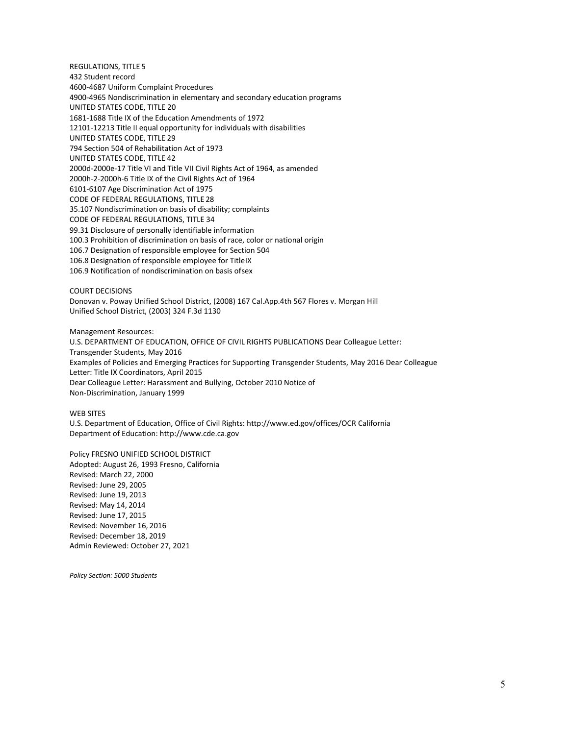REGULATIONS, TITLE 5
432 Student record
4600-4687 Uniform Complaint Procedures
4900-4965 Nondiscrimination in elementary and secondary education programs
UNITED STATES CODE, TITLE 20
1681-1688 Title IX of the Education Amendments of 1972
12101-12213 Title II equal opportunity for individuals with disabilities
UNITED STATES CODE, TITLE 29
794 Section 504 of Rehabilitation Act of 1973
UNITED STATES CODE, TITLE 42
2000d-2000e-17 Title VI and Title VII Civil Rights Act of 1964, as amended
2000h-2-2000h-6 Title IX of the Civil Rights Act of 1964
6101-6107 Age Discrimination Act of 1975
CODE OF FEDERAL REGULATIONS, TITLE 28
35.107 Nondiscrimination on basis of disability; complaints
CODE OF FEDERAL REGULATIONS, TITLE 34
99.31 Disclosure of personally identifiable information
100.3 Prohibition of discrimination on basis of race, color or national origin
106.7 Designation of responsible employee for Section 504
106.8 Designation of responsible employee for TitleIX
106.9 Notification of nondiscrimination on basis ofsex

COURT DECISIONS
Donovan v. Poway Unified School District, (2008) 167 Cal.App.4th 567 Flores v. Morgan Hill Unified School District, (2003) 324 F.3d 1130

Management Resources:
U.S. DEPARTMENT OF EDUCATION, OFFICE OF CIVIL RIGHTS PUBLICATIONS Dear Colleague Letter: Transgender Students, May 2016
Examples of Policies and Emerging Practices for Supporting Transgender Students, May 2016 Dear Colleague Letter: Title IX Coordinators, April 2015
Dear Colleague Letter: Harassment and Bullying, October 2010 Notice of Non-Discrimination, January 1999

WEB SITES
U.S. Department of Education, Office of Civil Rights: http://www.ed.gov/offices/OCR California Department of Education: http://www.cde.ca.gov

Policy FRESNO UNIFIED SCHOOL DISTRICT
Adopted: August 26, 1993 Fresno, California
Revised: March 22, 2000
Revised: June 29, 2005
Revised: June 19, 2013
Revised: May 14, 2014
Revised: June 17, 2015
Revised: November 16, 2016
Revised: December 18, 2019
Admin Reviewed: October 27, 2021

*Policy Section: 5000 Students*